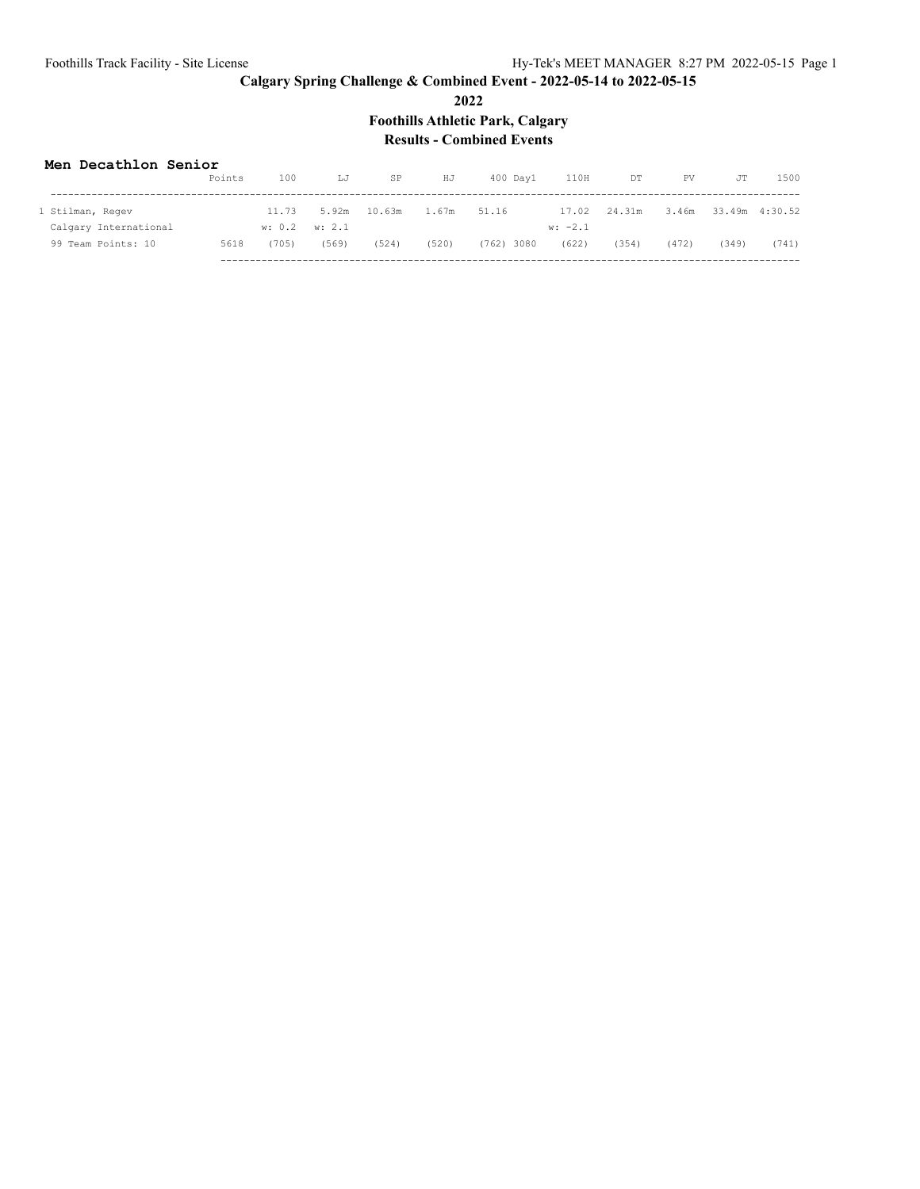# Calgary Spring Challenge & Combined Event - 2022-05-14 to 2022-05-15

## 2022

## Foothills Athletic Park, Calgary

## Results - Combined Events

### Men Decathlon Senior

| | Points | 100 | LJ | SP | HJ | 400 | Day1 | 110H | DT | PV | JT | 1500 |
|---|---|---|---|---|---|---|---|---|---|---|---|---|
| 1 Stilman, Regev | | 11.73 | 5.92m | 10.63m | 1.67m | 51.16 | | 17.02 | 24.31m | 3.46m | 33.49m | 4:30.52 |
| Calgary International | | w: 0.2 | w: 2.1 | | | | | w: -2.1 | | | | |
| 99 Team Points: 10 | 5618 | (705) | (569) | (524) | (520) | (762) | 3080 | (622) | (354) | (472) | (349) | (741) |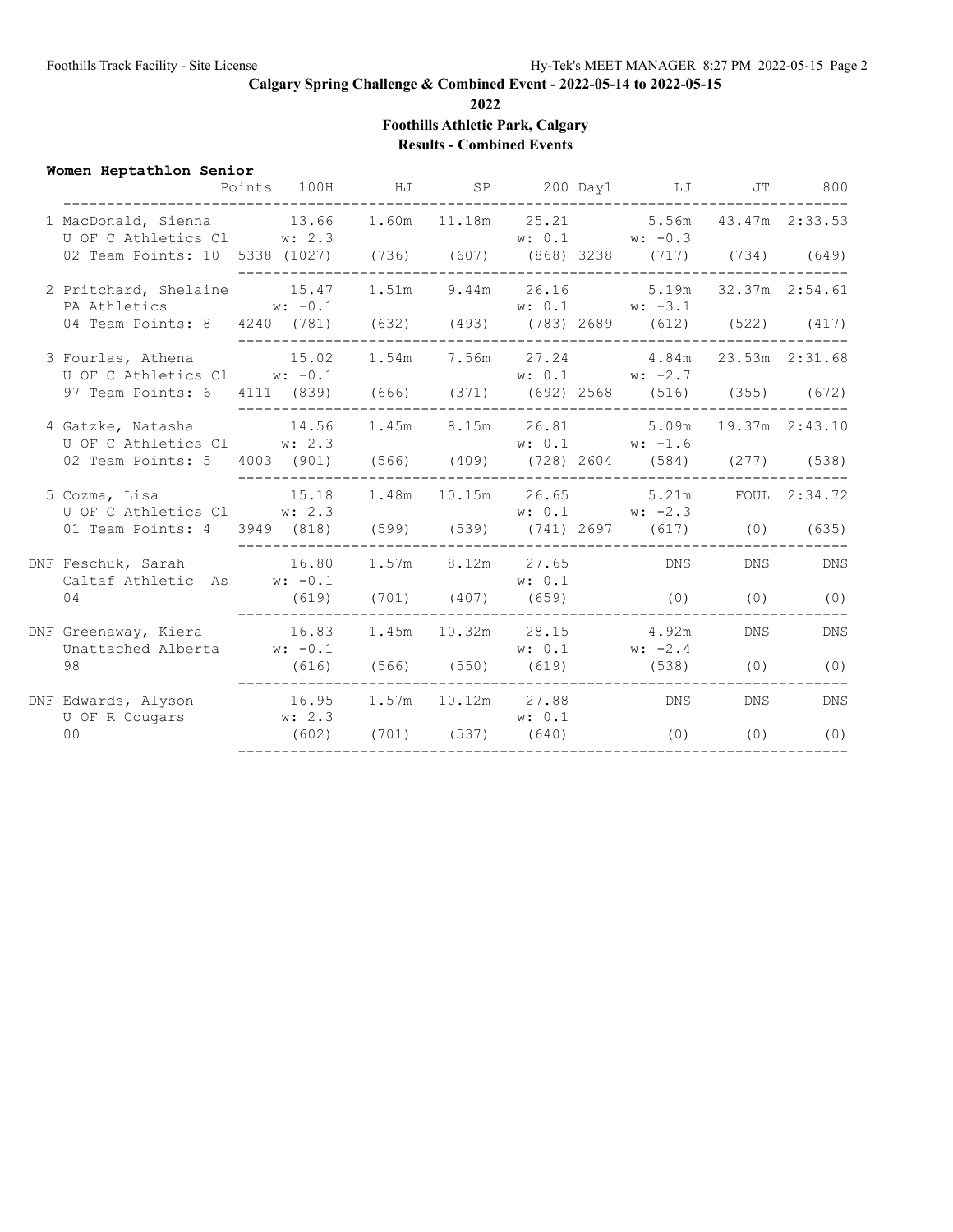# Calgary Spring Challenge & Combined Event - 2022-05-14 to 2022-05-15

**2022**

**Foothills Athletic Park, Calgary**

**Results - Combined Events**

### Women Heptathlon Senior

| Place | Name / Team / Age | Points | 100H | HJ | SP | 200 | Day1 | LJ | JT | 800 |
|---|---|---|---|---|---|---|---|---|---|---|
| 1 | MacDonald, Sienna<br>U OF C Athletics Cl<br>02 Team Points: 10 | 5338 | 13.66<br>w: 2.3<br>(1027) | 1.60m<br>(736) | 11.18m<br>(607) | 25.21<br>w: 0.1<br>(868) | 3238 | 5.56m<br>w: -0.3<br>(717) | 43.47m<br>(734) | 2:33.53<br>(649) |
| 2 | Pritchard, Shelaine<br>PA Athletics<br>04 Team Points: 8 | 4240 | 15.47<br>w: -0.1<br>(781) | 1.51m<br>(632) | 9.44m<br>(493) | 26.16<br>w: 0.1<br>(783) | 2689 | 5.19m<br>w: -3.1<br>(612) | 32.37m<br>(522) | 2:54.61<br>(417) |
| 3 | Fourlas, Athena<br>U OF C Athletics Cl<br>97 Team Points: 6 | 4111 | 15.02<br>w: -0.1<br>(839) | 1.54m<br>(666) | 7.56m<br>(371) | 27.24<br>w: 0.1<br>(692) | 2568 | 4.84m<br>w: -2.7<br>(516) | 23.53m<br>(355) | 2:31.68<br>(672) |
| 4 | Gatzke, Natasha<br>U OF C Athletics Cl<br>02 Team Points: 5 | 4003 | 14.56<br>w: 2.3<br>(901) | 1.45m<br>(566) | 8.15m<br>(409) | 26.81<br>w: 0.1<br>(728) | 2604 | 5.09m<br>w: -1.6<br>(584) | 19.37m<br>(277) | 2:43.10<br>(538) |
| 5 | Cozma, Lisa<br>U OF C Athletics Cl<br>01 Team Points: 4 | 3949 | 15.18<br>w: 2.3<br>(818) | 1.48m<br>(599) | 10.15m<br>(539) | 26.65<br>w: 0.1<br>(741) | 2697 | 5.21m<br>w: -2.3<br>(617) | FOUL<br>(0) | 2:34.72<br>(635) |
| DNF | Feschuk, Sarah<br>Caltaf Athletic As<br>04 | | 16.80<br>w: -0.1<br>(619) | 1.57m<br>(701) | 8.12m<br>(407) | 27.65<br>w: 0.1<br>(659) | | DNS<br>(0) | DNS<br>(0) | DNS<br>(0) |
| DNF | Greenaway, Kiera<br>Unattached Alberta<br>98 | | 16.83<br>w: -0.1<br>(616) | 1.45m<br>(566) | 10.32m<br>(550) | 28.15<br>w: 0.1<br>(619) | | 4.92m<br>w: -2.4<br>(538) | DNS<br>(0) | DNS<br>(0) |
| DNF | Edwards, Alyson<br>U OF R Cougars<br>00 | | 16.95<br>w: 2.3<br>(602) | 1.57m<br>(701) | 10.12m<br>(537) | 27.88<br>w: 0.1<br>(640) | | DNS<br>(0) | DNS<br>(0) | DNS<br>(0) |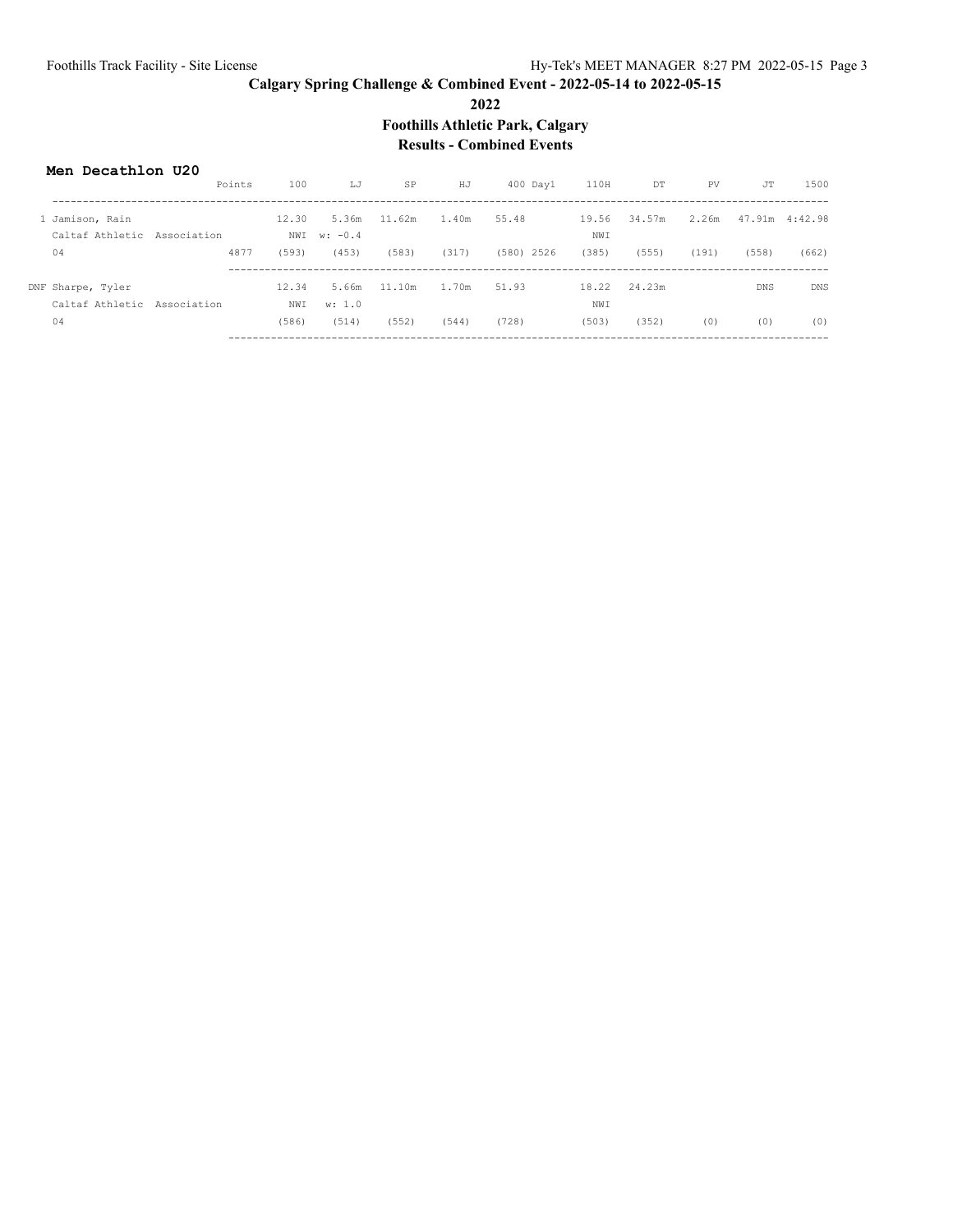**Calgary Spring Challenge & Combined Event - 2022-05-14 to 2022-05-15**

**2022**

**Foothills Athletic Park, Calgary**

**Results - Combined Events**

### Men Decathlon U20

| | Points | 100 | LJ | SP | HJ | 400 | Day1 | 110H | DT | PV | JT | 1500 |
|---|---|---|---|---|---|---|---|---|---|---|---|---|
| 1 Jamison, Rain | | 12.30 | 5.36m | 11.62m | 1.40m | 55.48 | | 19.56 | 34.57m | 2.26m | 47.91m | 4:42.98 |
| Caltaf Athletic Association | | NWI | w: -0.4 | | | | | NWI | | | | |
| 04 | 4877 | (593) | (453) | (583) | (317) | (580) | 2526 | (385) | (555) | (191) | (558) | (662) |
| DNF Sharpe, Tyler | | 12.34 | 5.66m | 11.10m | 1.70m | 51.93 | | 18.22 | 24.23m | | DNS | DNS |
| Caltaf Athletic Association | | NWI | w: 1.0 | | | | | NWI | | | | |
| 04 | | (586) | (514) | (552) | (544) | (728) | | (503) | (352) | (0) | (0) | (0) |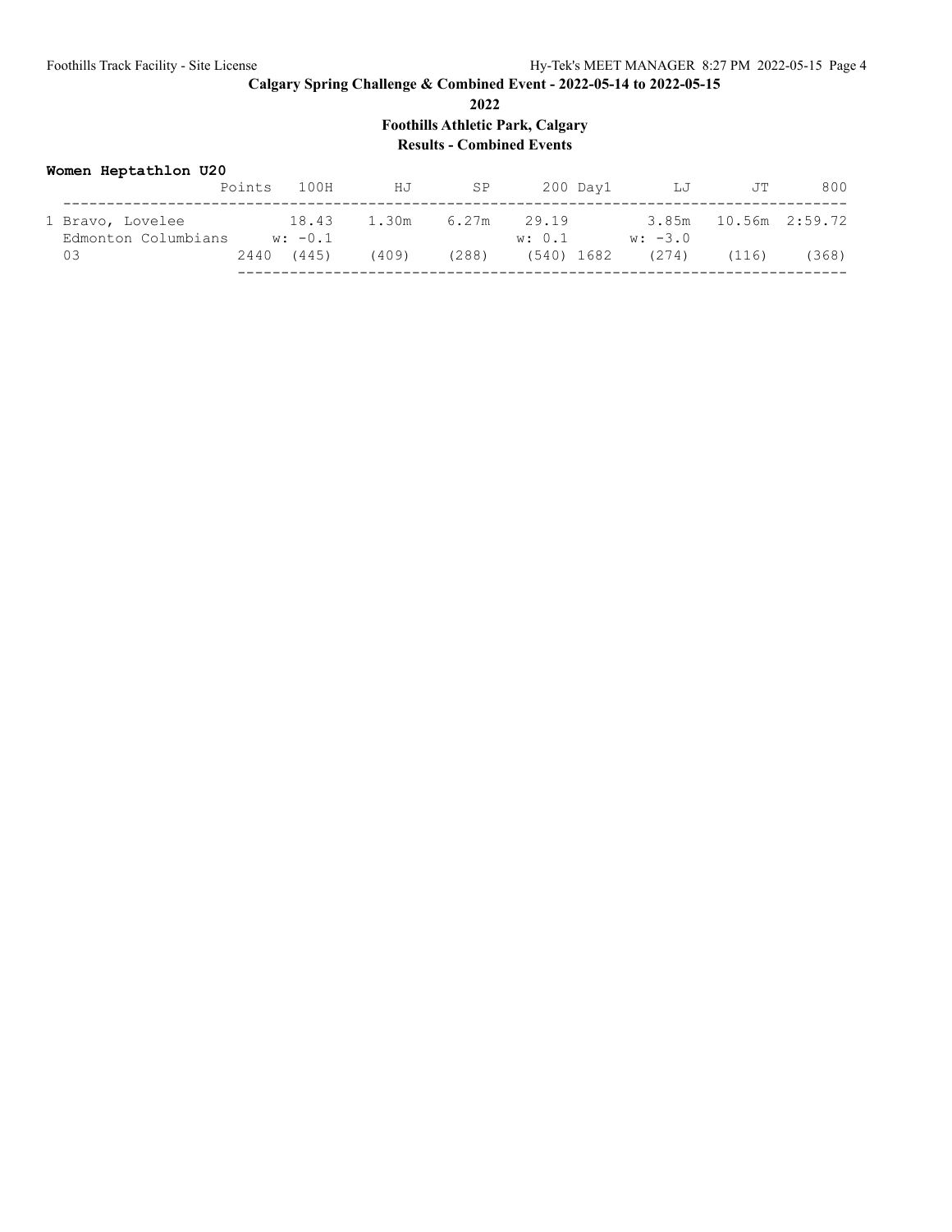Calgary Spring Challenge & Combined Event - 2022-05-14 to 2022-05-15

2022

Foothills Athletic Park, Calgary

Results - Combined Events

**Women Heptathlon U20**

| | Points | 100H | HJ | SP | 200 | Day1 | LJ | JT | 800 |
|---|---|---|---|---|---|---|---|---|---|
| 1 Bravo, Lovelee | | 18.43 | 1.30m | 6.27m | 29.19 | | 3.85m | 10.56m | 2:59.72 |
| Edmonton Columbians | | w: -0.1 | | | w: 0.1 | | w: -3.0 | | |
| 03 | 2440 | (445) | (409) | (288) | (540) | 1682 | (274) | (116) | (368) |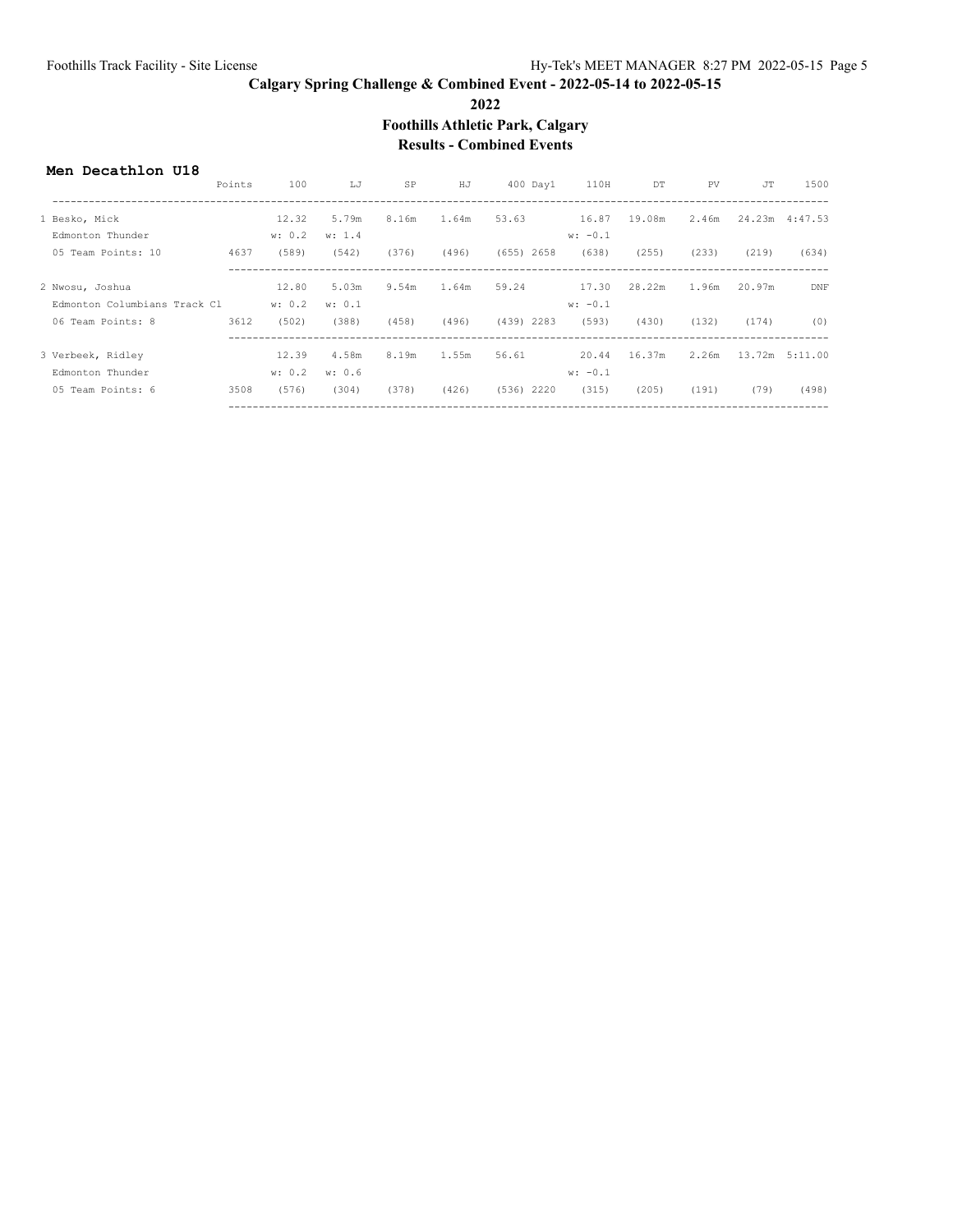# Calgary Spring Challenge & Combined Event - 2022-05-14 to 2022-05-15

## 2022

## Foothills Athletic Park, Calgary

## Results - Combined Events

### Men Decathlon U18

| | Points | 100 | LJ | SP | HJ | 400 | Day1 | 110H | DT | PV | JT | 1500 |
|---|---|---|---|---|---|---|---|---|---|---|---|---|
| 1 Besko, Mick | | 12.32 | 5.79m | 8.16m | 1.64m | 53.63 | | 16.87 | 19.08m | 2.46m | 24.23m | 4:47.53 |
| Edmonton Thunder | | w: 0.2 | w: 1.4 | | | | | w: -0.1 | | | | |
| 05 Team Points: 10 | 4637 | (589) | (542) | (376) | (496) | (655) | 2658 | (638) | (255) | (233) | (219) | (634) |
| 2 Nwosu, Joshua | | 12.80 | 5.03m | 9.54m | 1.64m | 59.24 | | 17.30 | 28.22m | 1.96m | 20.97m | DNF |
| Edmonton Columbians Track Cl | | w: 0.2 | w: 0.1 | | | | | w: -0.1 | | | | |
| 06 Team Points: 8 | 3612 | (502) | (388) | (458) | (496) | (439) | 2283 | (593) | (430) | (132) | (174) | (0) |
| 3 Verbeek, Ridley | | 12.39 | 4.58m | 8.19m | 1.55m | 56.61 | | 20.44 | 16.37m | 2.26m | 13.72m | 5:11.00 |
| Edmonton Thunder | | w: 0.2 | w: 0.6 | | | | | w: -0.1 | | | | |
| 05 Team Points: 6 | 3508 | (576) | (304) | (378) | (426) | (536) | 2220 | (315) | (205) | (191) | (79) | (498) |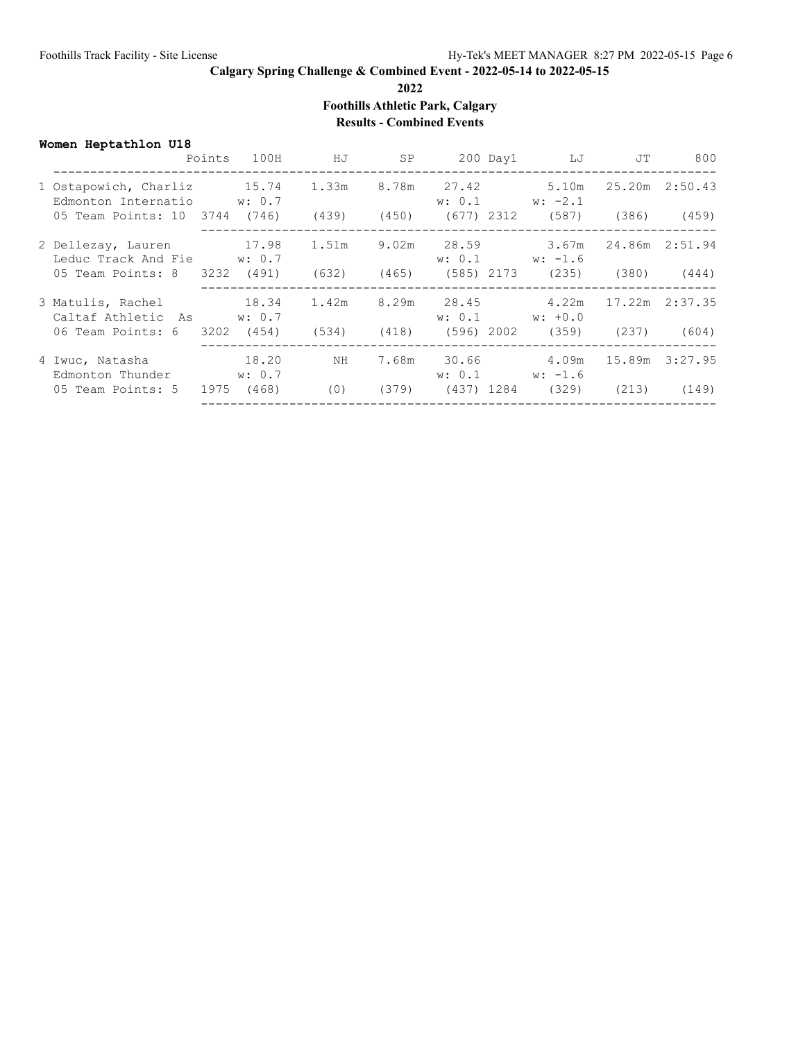# Calgary Spring Challenge & Combined Event - 2022-05-14 to 2022-05-15

**2022**

**Foothills Athletic Park, Calgary**

**Results - Combined Events**

**Women Heptathlon U18**

| Place | Name | Team | Age | Team Points | Points | 100H | HJ | SP | 200 | Day1 | LJ | JT | 800 |
|---|---|---|---|---|---|---|---|---|---|---|---|---|---|
| 1 | Ostapowich, Charliz | Edmonton Internatio | 05 | 10 | 3744 | 15.74 w: 0.7 (746) | 1.33m (439) | 8.78m (450) | 27.42 w: 0.1 (677) | 2312 | 5.10m w: -2.1 (587) | 25.20m (386) | 2:50.43 (459) |
| 2 | Dellezay, Lauren | Leduc Track And Fie | 05 | 8 | 3232 | 17.98 w: 0.7 (491) | 1.51m (632) | 9.02m (465) | 28.59 w: 0.1 (585) | 2173 | 3.67m w: -1.6 (235) | 24.86m (380) | 2:51.94 (444) |
| 3 | Matulis, Rachel | Caltaf Athletic As | 06 | 6 | 3202 | 18.34 w: 0.7 (454) | 1.42m (534) | 8.29m (418) | 28.45 w: 0.1 (596) | 2002 | 4.22m w: +0.0 (359) | 17.22m (237) | 2:37.35 (604) |
| 4 | Iwuc, Natasha | Edmonton Thunder | 05 | 5 | 1975 | 18.20 w: 0.7 (468) | NH (0) | 7.68m (379) | 30.66 w: 0.1 (437) | 1284 | 4.09m w: -1.6 (329) | 15.89m (213) | 3:27.95 (149) |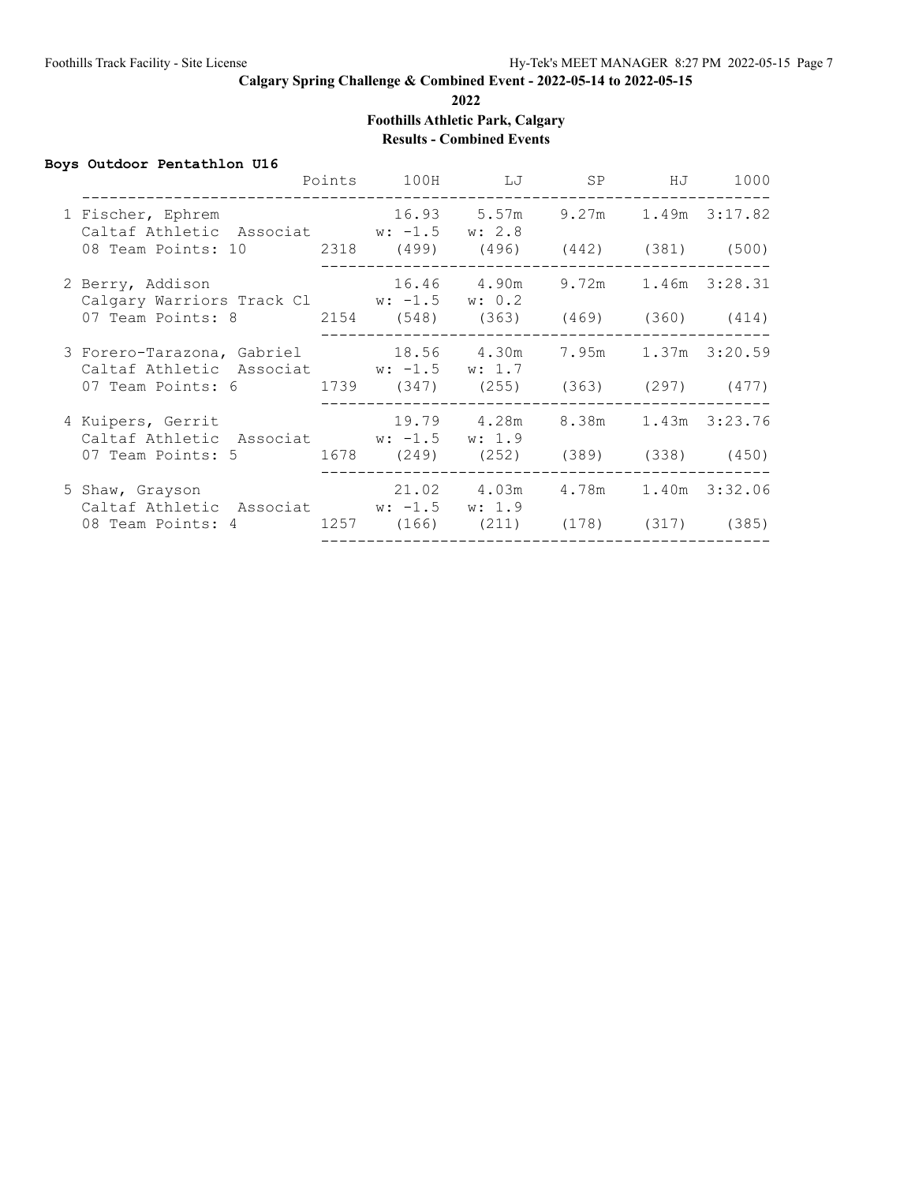## Calgary Spring Challenge & Combined Event - 2022-05-14 to 2022-05-15

**2022**

**Foothills Athletic Park, Calgary**

**Results - Combined Events**

### Boys Outdoor Pentathlon U16

| Place | Name / Team | Age | Team Points | Points | 100H | LJ | SP | HJ | 1000 |
|---|---|---|---|---|---|---|---|---|---|
| 1 | Fischer, Ephrem — Caltaf Athletic Associat | 08 | 10 | 2318 | 16.93 (w: -1.5) (499) | 5.57m (w: 2.8) (496) | 9.27m (442) | 1.49m (381) | 3:17.82 (500) |
| 2 | Berry, Addison — Calgary Warriors Track Cl | 07 | 8 | 2154 | 16.46 (w: -1.5) (548) | 4.90m (w: 0.2) (363) | 9.72m (469) | 1.46m (360) | 3:28.31 (414) |
| 3 | Forero-Tarazona, Gabriel — Caltaf Athletic Associat | 07 | 6 | 1739 | 18.56 (w: -1.5) (347) | 4.30m (w: 1.7) (255) | 7.95m (363) | 1.37m (297) | 3:20.59 (477) |
| 4 | Kuipers, Gerrit — Caltaf Athletic Associat | 07 | 5 | 1678 | 19.79 (w: -1.5) (249) | 4.28m (w: 1.9) (252) | 8.38m (389) | 1.43m (338) | 3:23.76 (450) |
| 5 | Shaw, Grayson — Caltaf Athletic Associat | 08 | 4 | 1257 | 21.02 (w: -1.5) (166) | 4.03m (w: 1.9) (211) | 4.78m (178) | 1.40m (317) | 3:32.06 (385) |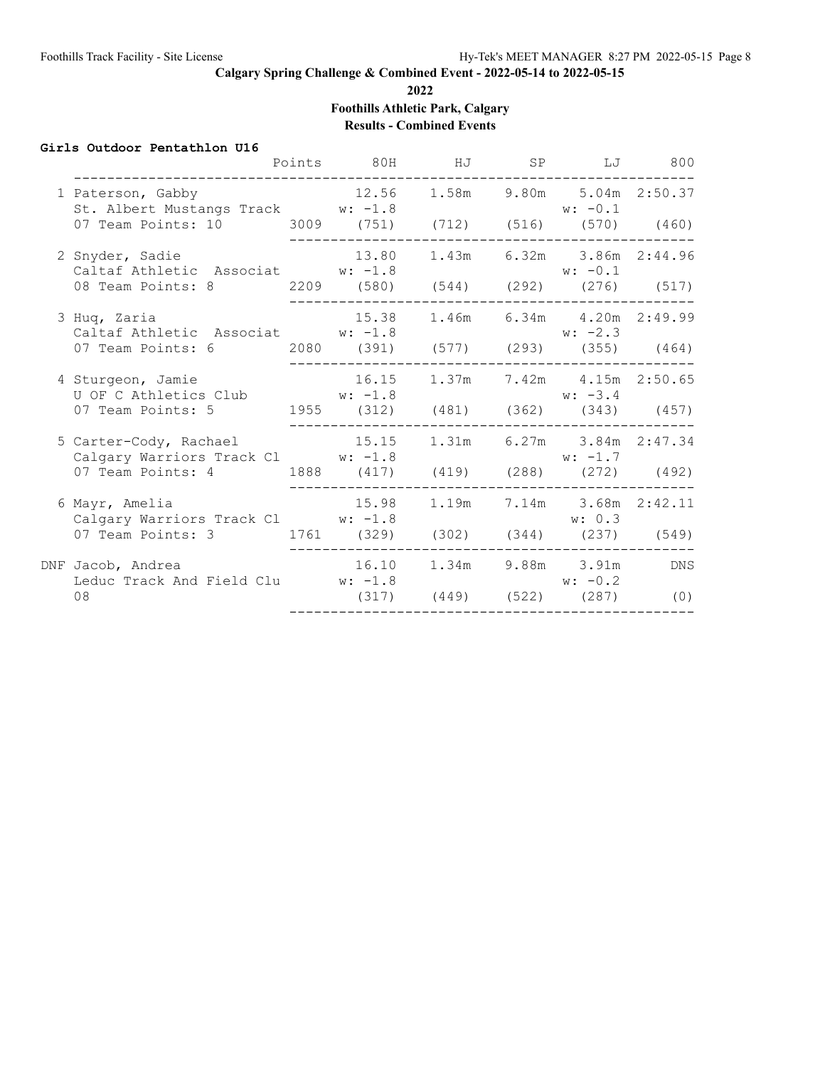**Calgary Spring Challenge & Combined Event - 2022-05-14 to 2022-05-15**

**2022**

**Foothills Athletic Park, Calgary**

**Results - Combined Events**

**Girls Outdoor Pentathlon U16**

| Place | Name / Team | Age | Team Points | Points | 80H | HJ | SP | LJ | 800 |
|---|---|---|---|---|---|---|---|---|---|
| 1 | Paterson, Gabby / St. Albert Mustangs Track | 07 | 10 | 3009 | 12.56 w: -1.8 (751) | 1.58m (712) | 9.80m (516) | 5.04m w: -0.1 (570) | 2:50.37 (460) |
| 2 | Snyder, Sadie / Caltaf Athletic Associat | 08 | 8 | 2209 | 13.80 w: -1.8 (580) | 1.43m (544) | 6.32m (292) | 3.86m w: -0.1 (276) | 2:44.96 (517) |
| 3 | Huq, Zaria / Caltaf Athletic Associat | 07 | 6 | 2080 | 15.38 w: -1.8 (391) | 1.46m (577) | 6.34m (293) | 4.20m w: -2.3 (355) | 2:49.99 (464) |
| 4 | Sturgeon, Jamie / U OF C Athletics Club | 07 | 5 | 1955 | 16.15 w: -1.8 (312) | 1.37m (481) | 7.42m (362) | 4.15m w: -3.4 (343) | 2:50.65 (457) |
| 5 | Carter-Cody, Rachael / Calgary Warriors Track Cl | 07 | 4 | 1888 | 15.15 w: -1.8 (417) | 1.31m (419) | 6.27m (288) | 3.84m w: -1.7 (272) | 2:47.34 (492) |
| 6 | Mayr, Amelia / Calgary Warriors Track Cl | 07 | 3 | 1761 | 15.98 w: -1.8 (329) | 1.19m (302) | 7.14m (344) | 3.68m w: 0.3 (237) | 2:42.11 (549) |
| DNF | Jacob, Andrea / Leduc Track And Field Clu | 08 | | | 16.10 w: -1.8 (317) | 1.34m (449) | 9.88m (522) | 3.91m w: -0.2 (287) | DNS (0) |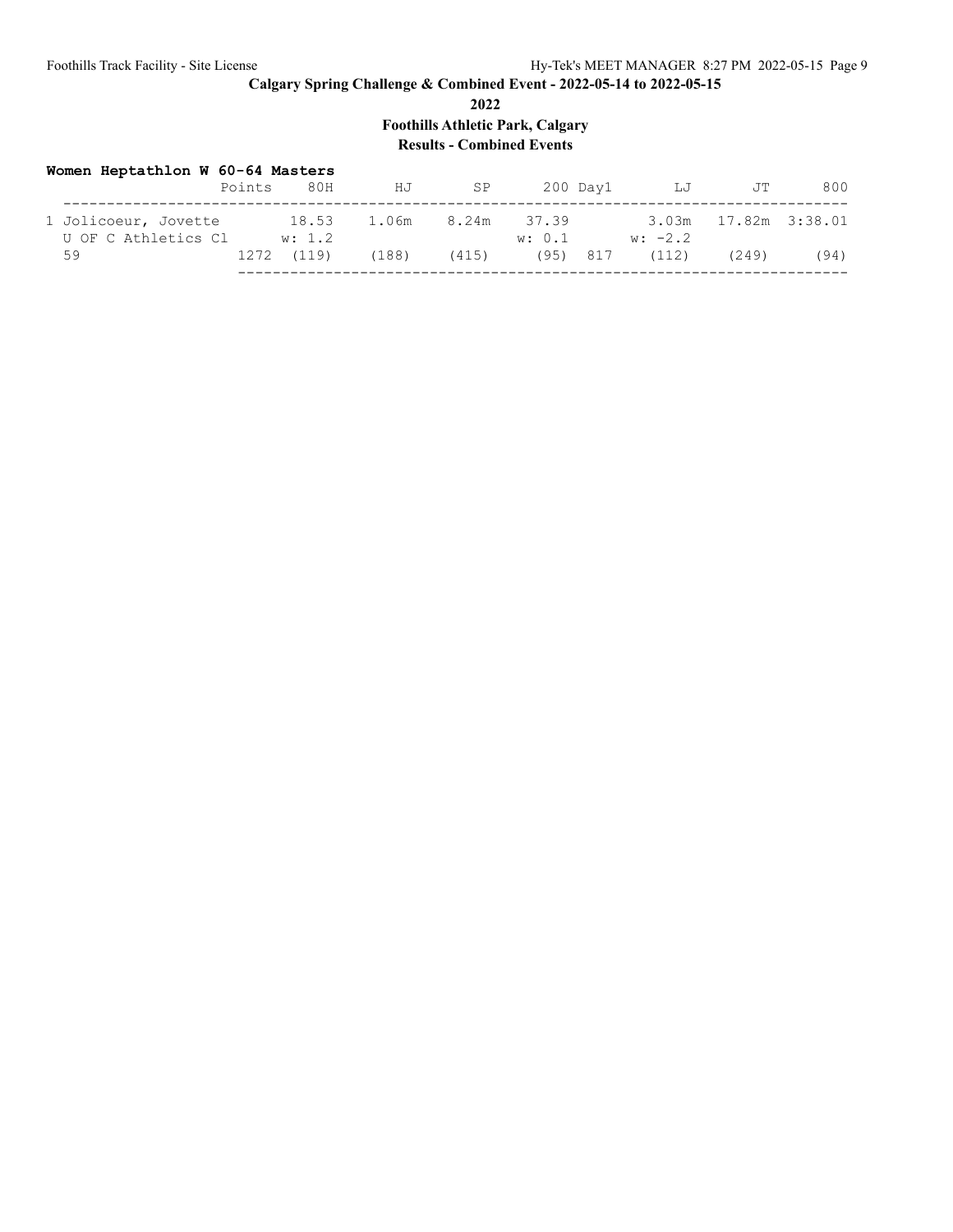# Calgary Spring Challenge & Combined Event - 2022-05-14 to 2022-05-15

**2022**

**Foothills Athletic Park, Calgary**

**Results - Combined Events**

### Women Heptathlon W 60-64 Masters

| | Points | 80H | HJ | SP | 200 | Day1 | LJ | JT | 800 |
|---|---|---|---|---|---|---|---|---|---|
| 1 Joliocoeur, Jovette | | 18.53 | 1.06m | 8.24m | 37.39 | | 3.03m | 17.82m | 3:38.01 |
| U OF C Athletics Cl | | w: 1.2 | | | w: 0.1 | | w: -2.2 | | |
| 59 | 1272 | (119) | (188) | (415) | (95) | 817 | (112) | (249) | (94) |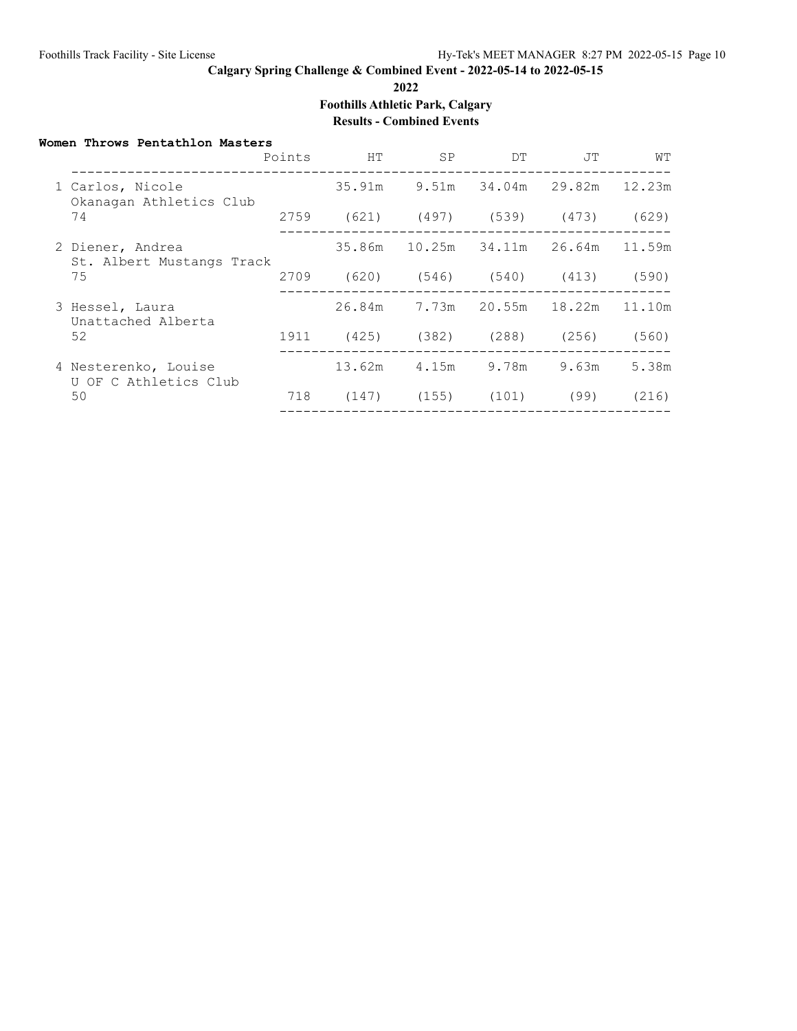Calgary Spring Challenge & Combined Event - 2022-05-14 to 2022-05-15

2022

Foothills Athletic Park, Calgary

Results - Combined Events

**Women Throws Pentathlon Masters**

| Place | Name / Team / Age | Points | HT | SP | DT | JT | WT |
|---|---|---|---|---|---|---|---|
| 1 | Carlos, Nicole<br>Okanagan Athletics Club<br>74 | 2759 | 35.91m<br>(621) | 9.51m<br>(497) | 34.04m<br>(539) | 29.82m<br>(473) | 12.23m<br>(629) |
| 2 | Diener, Andrea<br>St. Albert Mustangs Track<br>75 | 2709 | 35.86m<br>(620) | 10.25m<br>(546) | 34.11m<br>(540) | 26.64m<br>(413) | 11.59m<br>(590) |
| 3 | Hessel, Laura<br>Unattached Alberta<br>52 | 1911 | 26.84m<br>(425) | 7.73m<br>(382) | 20.55m<br>(288) | 18.22m<br>(256) | 11.10m<br>(560) |
| 4 | Nesterenko, Louise<br>U OF C Athletics Club<br>50 | 718 | 13.62m<br>(147) | 4.15m<br>(155) | 9.78m<br>(101) | 9.63m<br>(99) | 5.38m<br>(216) |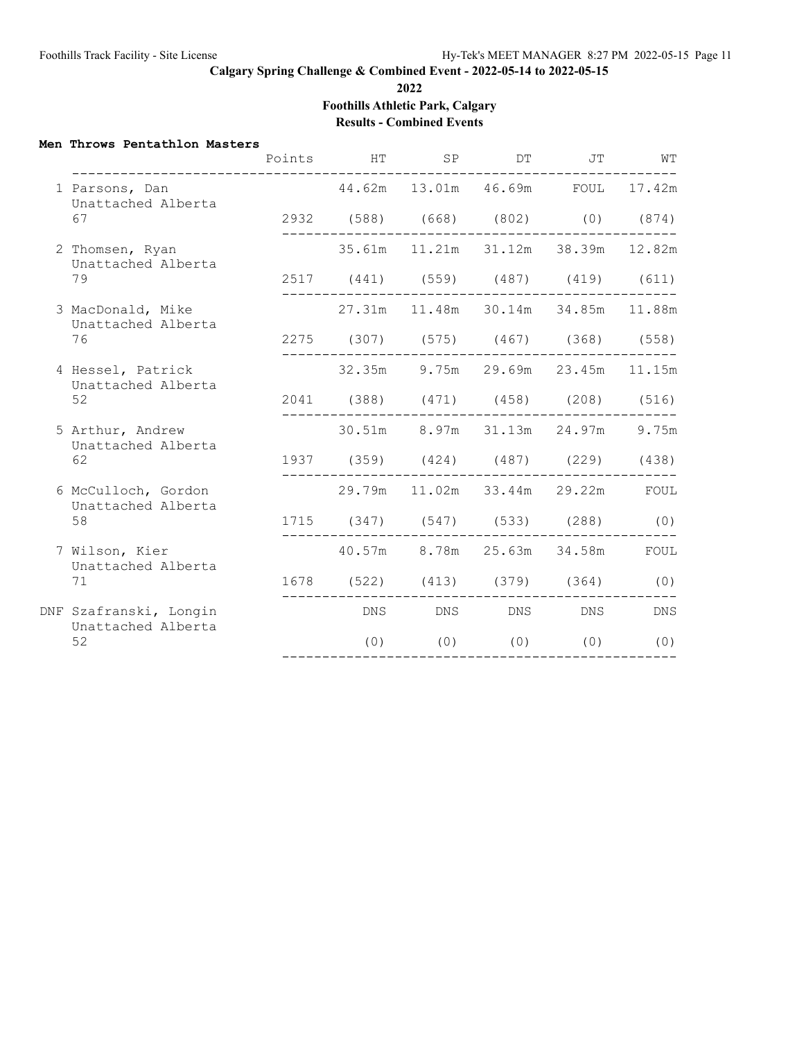**Calgary Spring Challenge & Combined Event - 2022-05-14 to 2022-05-15**

**2022**

**Foothills Athletic Park, Calgary**

**Results - Combined Events**

### Men Throws Pentathlon Masters

| Place | Name / Team / Age | Points | HT | SP | DT | JT | WT |
|---|---|---|---|---|---|---|---|
| 1 | Parsons, Dan, Unattached Alberta, 67 | 2932 | 44.62m (588) | 13.01m (668) | 46.69m (802) | FOUL (0) | 17.42m (874) |
| 2 | Thomsen, Ryan, Unattached Alberta, 79 | 2517 | 35.61m (441) | 11.21m (559) | 31.12m (487) | 38.39m (419) | 12.82m (611) |
| 3 | MacDonald, Mike, Unattached Alberta, 76 | 2275 | 27.31m (307) | 11.48m (575) | 30.14m (467) | 34.85m (368) | 11.88m (558) |
| 4 | Hessel, Patrick, Unattached Alberta, 52 | 2041 | 32.35m (388) | 9.75m (471) | 29.69m (458) | 23.45m (208) | 11.15m (516) |
| 5 | Arthur, Andrew, Unattached Alberta, 62 | 1937 | 30.51m (359) | 8.97m (424) | 31.13m (487) | 24.97m (229) | 9.75m (438) |
| 6 | McCulloch, Gordon, Unattached Alberta, 58 | 1715 | 29.79m (347) | 11.02m (547) | 33.44m (533) | 29.22m (288) | FOUL (0) |
| 7 | Wilson, Kier, Unattached Alberta, 71 | 1678 | 40.57m (522) | 8.78m (413) | 25.63m (379) | 34.58m (364) | FOUL (0) |
| DNF | Szafranski, Longin, Unattached Alberta, 52 | | DNS (0) | DNS (0) | DNS (0) | DNS (0) | DNS (0) |